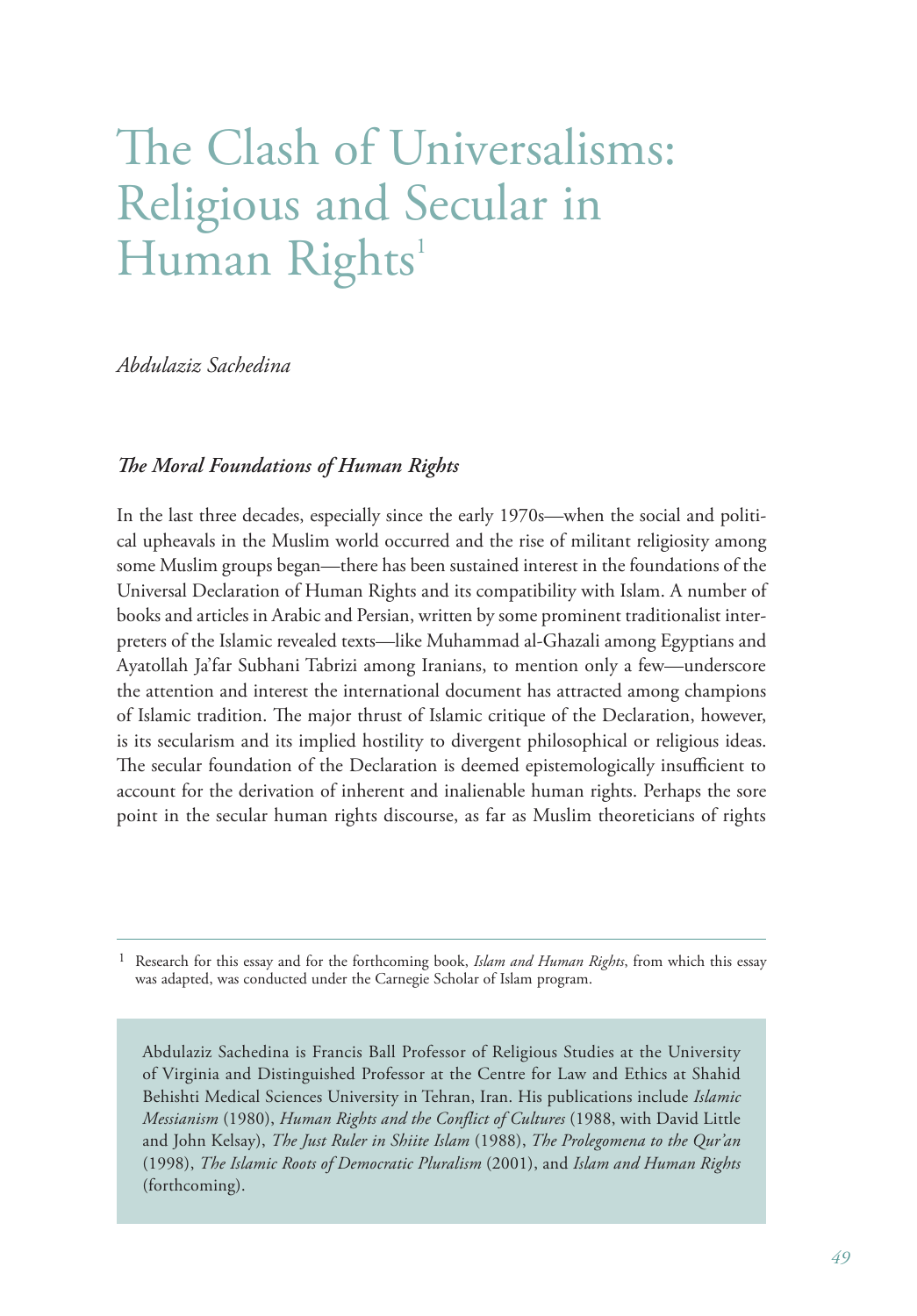# The Clash of Universalisms: Religious and Secular in Human Rights[1]

*Abdulaziz Sachedina*

### *The Moral Foundations of Human Rights*

In the last three decades, especially since the early 1970s—when the social and political upheavals in the Muslim world occurred and the rise of militant religiosity among some Muslim groups began—there has been sustained interest in the foundations of the Universal Declaration of Human Rights and its compatibility with Islam. A number of books and articles in Arabic and Persian, written by some prominent traditionalist interpreters of the Islamic revealed texts—like Muhammad al-Ghazali among Egyptians and Ayatollah Ja'far Subhani Tabrizi among Iranians, to mention only a few—underscore the attention and interest the international document has attracted among champions of Islamic tradition. The major thrust of Islamic critique of the Declaration, however, is its secularism and its implied hostility to divergent philosophical or religious ideas. The secular foundation of the Declaration is deemed epistemologically insufficient to account for the derivation of inherent and inalienable human rights. Perhaps the sore point in the secular human rights discourse, as far as Muslim theoreticians of rights

[1] Research for this essay and for the forthcoming book, *Islam and Human Rights*, from which this essay was adapted, was conducted under the Carnegie Scholar of Islam program.

Abdulaziz Sachedina is Francis Ball Professor of Religious Studies at the University of Virginia and Distinguished Professor at the Centre for Law and Ethics at Shahid Behishti Medical Sciences University in Tehran, Iran. His publications include *Islamic Messianism* (1980), *Human Rights and the Conflict of Cultures* (1988, with David Little and John Kelsay), *The Just Ruler in Shiite Islam* (1988), *The Prolegomena to the Qur'an* (1998), *The Islamic Roots of Democratic Pluralism* (2001), and *Islam and Human Rights* (forthcoming).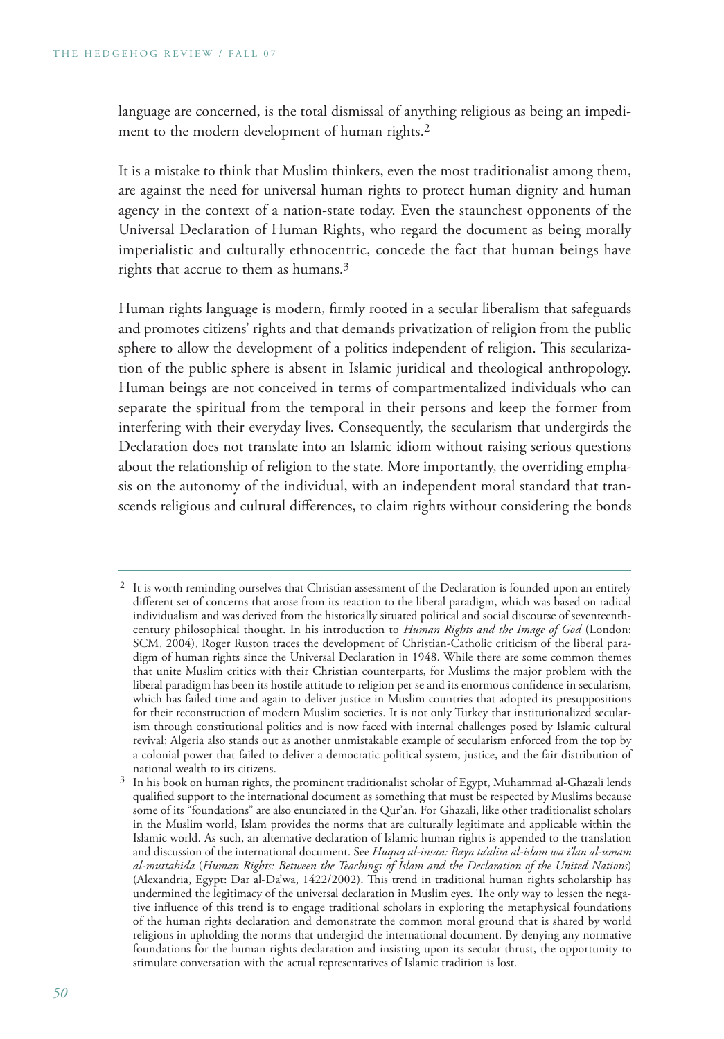language are concerned, is the total dismissal of anything religious as being an impediment to the modern development of human rights.[2]

It is a mistake to think that Muslim thinkers, even the most traditionalist among them, are against the need for universal human rights to protect human dignity and human agency in the context of a nation-state today. Even the staunchest opponents of the Universal Declaration of Human Rights, who regard the document as being morally imperialistic and culturally ethnocentric, concede the fact that human beings have rights that accrue to them as humans.[3]

Human rights language is modern, firmly rooted in a secular liberalism that safeguards and promotes citizens' rights and that demands privatization of religion from the public sphere to allow the development of a politics independent of religion. This secularization of the public sphere is absent in Islamic juridical and theological anthropology. Human beings are not conceived in terms of compartmentalized individuals who can separate the spiritual from the temporal in their persons and keep the former from interfering with their everyday lives. Consequently, the secularism that undergirds the Declaration does not translate into an Islamic idiom without raising serious questions about the relationship of religion to the state. More importantly, the overriding emphasis on the autonomy of the individual, with an independent moral standard that transcends religious and cultural differences, to claim rights without considering the bonds

---

[2] It is worth reminding ourselves that Christian assessment of the Declaration is founded upon an entirely different set of concerns that arose from its reaction to the liberal paradigm, which was based on radical individualism and was derived from the historically situated political and social discourse of seventeenth-century philosophical thought. In his introduction to *Human Rights and the Image of God* (London: SCM, 2004), Roger Ruston traces the development of Christian-Catholic criticism of the liberal paradigm of human rights since the Universal Declaration in 1948. While there are some common themes that unite Muslim critics with their Christian counterparts, for Muslims the major problem with the liberal paradigm has been its hostile attitude to religion per se and its enormous confidence in secularism, which has failed time and again to deliver justice in Muslim countries that adopted its presuppositions for their reconstruction of modern Muslim societies. It is not only Turkey that institutionalized secularism through constitutional politics and is now faced with internal challenges posed by Islamic cultural revival; Algeria also stands out as another unmistakable example of secularism enforced from the top by a colonial power that failed to deliver a democratic political system, justice, and the fair distribution of national wealth to its citizens.

[3] In his book on human rights, the prominent traditionalist scholar of Egypt, Muhammad al-Ghazali lends qualified support to the international document as something that must be respected by Muslims because some of its "foundations" are also enunciated in the Qur'an. For Ghazali, like other traditionalist scholars in the Muslim world, Islam provides the norms that are culturally legitimate and applicable within the Islamic world. As such, an alternative declaration of Islamic human rights is appended to the translation and discussion of the international document. See *Huquq al-insan: Bayn ta'alim al-islam wa i'lan al-umam al-muttahida* (*Human Rights: Between the Teachings of Islam and the Declaration of the United Nations*) (Alexandria, Egypt: Dar al-Da'wa, 1422/2002). This trend in traditional human rights scholarship has undermined the legitimacy of the universal declaration in Muslim eyes. The only way to lessen the negative influence of this trend is to engage traditional scholars in exploring the metaphysical foundations of the human rights declaration and demonstrate the common moral ground that is shared by world religions in upholding the norms that undergird the international document. By denying any normative foundations for the human rights declaration and insisting upon its secular thrust, the opportunity to stimulate conversation with the actual representatives of Islamic tradition is lost.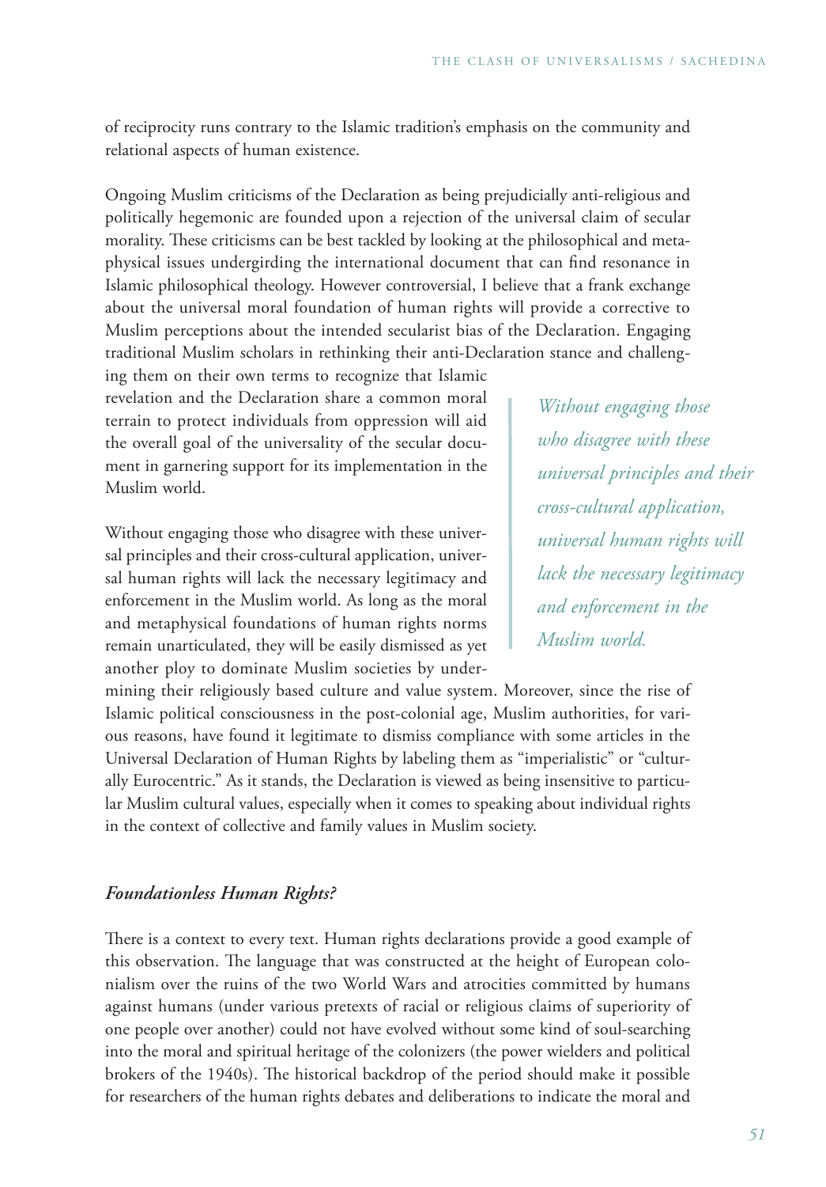of reciprocity runs contrary to the Islamic tradition's emphasis on the community and relational aspects of human existence.

Ongoing Muslim criticisms of the Declaration as being prejudicially anti-religious and politically hegemonic are founded upon a rejection of the universal claim of secular morality. These criticisms can be best tackled by looking at the philosophical and metaphysical issues undergirding the international document that can find resonance in Islamic philosophical theology. However controversial, I believe that a frank exchange about the universal moral foundation of human rights will provide a corrective to Muslim perceptions about the intended secularist bias of the Declaration. Engaging traditional Muslim scholars in rethinking their anti-Declaration stance and challenging them on their own terms to recognize that Islamic revelation and the Declaration share a common moral terrain to protect individuals from oppression will aid the overall goal of the universality of the secular document in garnering support for its implementation in the Muslim world.

> *Without engaging those who disagree with these universal principles and their cross-cultural application, universal human rights will lack the necessary legitimacy and enforcement in the Muslim world.*

Without engaging those who disagree with these universal principles and their cross-cultural application, universal human rights will lack the necessary legitimacy and enforcement in the Muslim world. As long as the moral and metaphysical foundations of human rights norms remain unarticulated, they will be easily dismissed as yet another ploy to dominate Muslim societies by undermining their religiously based culture and value system. Moreover, since the rise of Islamic political consciousness in the post-colonial age, Muslim authorities, for various reasons, have found it legitimate to dismiss compliance with some articles in the Universal Declaration of Human Rights by labeling them as "imperialistic" or "culturally Eurocentric." As it stands, the Declaration is viewed as being insensitive to particular Muslim cultural values, especially when it comes to speaking about individual rights in the context of collective and family values in Muslim society.

### *Foundationless Human Rights?*

There is a context to every text. Human rights declarations provide a good example of this observation. The language that was constructed at the height of European colonialism over the ruins of the two World Wars and atrocities committed by humans against humans (under various pretexts of racial or religious claims of superiority of one people over another) could not have evolved without some kind of soul-searching into the moral and spiritual heritage of the colonizers (the power wielders and political brokers of the 1940s). The historical backdrop of the period should make it possible for researchers of the human rights debates and deliberations to indicate the moral and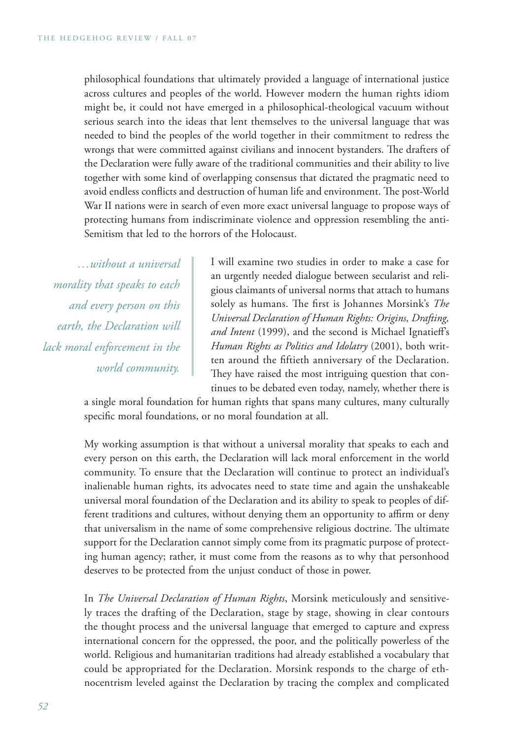philosophical foundations that ultimately provided a language of international justice across cultures and peoples of the world. However modern the human rights idiom might be, it could not have emerged in a philosophical-theological vacuum without serious search into the ideas that lent themselves to the universal language that was needed to bind the peoples of the world together in their commitment to redress the wrongs that were committed against civilians and innocent bystanders. The drafters of the Declaration were fully aware of the traditional communities and their ability to live together with some kind of overlapping consensus that dictated the pragmatic need to avoid endless conflicts and destruction of human life and environment. The post-World War II nations were in search of even more exact universal language to propose ways of protecting humans from indiscriminate violence and oppression resembling the anti-Semitism that led to the horrors of the Holocaust.

> *…without a universal morality that speaks to each and every person on this earth, the Declaration will lack moral enforcement in the world community.*

I will examine two studies in order to make a case for an urgently needed dialogue between secularist and religious claimants of universal norms that attach to humans solely as humans. The first is Johannes Morsink's *The Universal Declaration of Human Rights: Origins, Drafting, and Intent* (1999), and the second is Michael Ignatieff's *Human Rights as Politics and Idolatry* (2001), both written around the fiftieth anniversary of the Declaration. They have raised the most intriguing question that continues to be debated even today, namely, whether there is a single moral foundation for human rights that spans many cultures, many culturally specific moral foundations, or no moral foundation at all.

My working assumption is that without a universal morality that speaks to each and every person on this earth, the Declaration will lack moral enforcement in the world community. To ensure that the Declaration will continue to protect an individual's inalienable human rights, its advocates need to state time and again the unshakeable universal moral foundation of the Declaration and its ability to speak to peoples of different traditions and cultures, without denying them an opportunity to affirm or deny that universalism in the name of some comprehensive religious doctrine. The ultimate support for the Declaration cannot simply come from its pragmatic purpose of protecting human agency; rather, it must come from the reasons as to why that personhood deserves to be protected from the unjust conduct of those in power.

In *The Universal Declaration of Human Rights*, Morsink meticulously and sensitively traces the drafting of the Declaration, stage by stage, showing in clear contours the thought process and the universal language that emerged to capture and express international concern for the oppressed, the poor, and the politically powerless of the world. Religious and humanitarian traditions had already established a vocabulary that could be appropriated for the Declaration. Morsink responds to the charge of ethnocentrism leveled against the Declaration by tracing the complex and complicated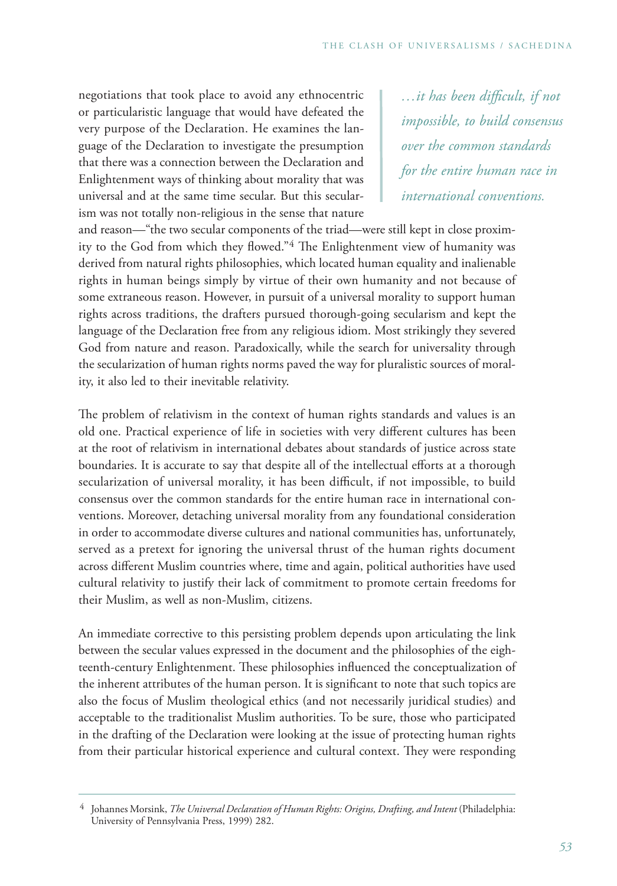negotiations that took place to avoid any ethnocentric or particularistic language that would have defeated the very purpose of the Declaration. He examines the language of the Declaration to investigate the presumption that there was a connection between the Declaration and Enlightenment ways of thinking about morality that was universal and at the same time secular. But this secularism was not totally non-religious in the sense that nature and reason—"the two secular components of the triad—were still kept in close proximity to the God from which they flowed."[4] The Enlightenment view of humanity was derived from natural rights philosophies, which located human equality and inalienable rights in human beings simply by virtue of their own humanity and not because of some extraneous reason. However, in pursuit of a universal morality to support human rights across traditions, the drafters pursued thorough-going secularism and kept the language of the Declaration free from any religious idiom. Most strikingly they severed God from nature and reason. Paradoxically, while the search for universality through the secularization of human rights norms paved the way for pluralistic sources of morality, it also led to their inevitable relativity.

> *…it has been difficult, if not impossible, to build consensus over the common standards for the entire human race in international conventions.*

The problem of relativism in the context of human rights standards and values is an old one. Practical experience of life in societies with very different cultures has been at the root of relativism in international debates about standards of justice across state boundaries. It is accurate to say that despite all of the intellectual efforts at a thorough secularization of universal morality, it has been difficult, if not impossible, to build consensus over the common standards for the entire human race in international conventions. Moreover, detaching universal morality from any foundational consideration in order to accommodate diverse cultures and national communities has, unfortunately, served as a pretext for ignoring the universal thrust of the human rights document across different Muslim countries where, time and again, political authorities have used cultural relativity to justify their lack of commitment to promote certain freedoms for their Muslim, as well as non-Muslim, citizens.

An immediate corrective to this persisting problem depends upon articulating the link between the secular values expressed in the document and the philosophies of the eighteenth-century Enlightenment. These philosophies influenced the conceptualization of the inherent attributes of the human person. It is significant to note that such topics are also the focus of Muslim theological ethics (and not necessarily juridical studies) and acceptable to the traditionalist Muslim authorities. To be sure, those who participated in the drafting of the Declaration were looking at the issue of protecting human rights from their particular historical experience and cultural context. They were responding

---

[4] Johannes Morsink, *The Universal Declaration of Human Rights: Origins, Drafting, and Intent* (Philadelphia: University of Pennsylvania Press, 1999) 282.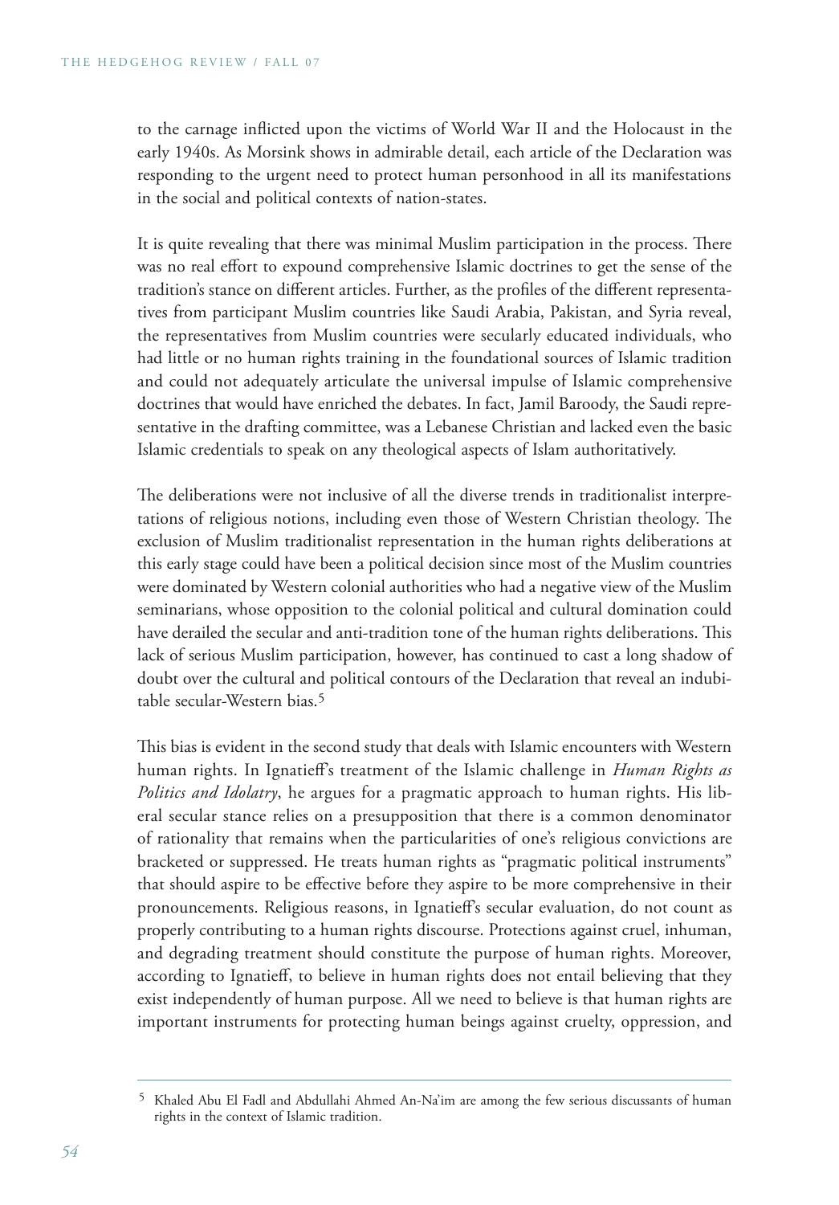to the carnage inflicted upon the victims of World War II and the Holocaust in the early 1940s. As Morsink shows in admirable detail, each article of the Declaration was responding to the urgent need to protect human personhood in all its manifestations in the social and political contexts of nation-states.

It is quite revealing that there was minimal Muslim participation in the process. There was no real effort to expound comprehensive Islamic doctrines to get the sense of the tradition's stance on different articles. Further, as the profiles of the different representatives from participant Muslim countries like Saudi Arabia, Pakistan, and Syria reveal, the representatives from Muslim countries were secularly educated individuals, who had little or no human rights training in the foundational sources of Islamic tradition and could not adequately articulate the universal impulse of Islamic comprehensive doctrines that would have enriched the debates. In fact, Jamil Baroody, the Saudi representative in the drafting committee, was a Lebanese Christian and lacked even the basic Islamic credentials to speak on any theological aspects of Islam authoritatively.

The deliberations were not inclusive of all the diverse trends in traditionalist interpretations of religious notions, including even those of Western Christian theology. The exclusion of Muslim traditionalist representation in the human rights deliberations at this early stage could have been a political decision since most of the Muslim countries were dominated by Western colonial authorities who had a negative view of the Muslim seminarians, whose opposition to the colonial political and cultural domination could have derailed the secular and anti-tradition tone of the human rights deliberations. This lack of serious Muslim participation, however, has continued to cast a long shadow of doubt over the cultural and political contours of the Declaration that reveal an indubitable secular-Western bias.[5]

This bias is evident in the second study that deals with Islamic encounters with Western human rights. In Ignatieff's treatment of the Islamic challenge in *Human Rights as Politics and Idolatry*, he argues for a pragmatic approach to human rights. His liberal secular stance relies on a presupposition that there is a common denominator of rationality that remains when the particularities of one's religious convictions are bracketed or suppressed. He treats human rights as "pragmatic political instruments" that should aspire to be effective before they aspire to be more comprehensive in their pronouncements. Religious reasons, in Ignatieff's secular evaluation, do not count as properly contributing to a human rights discourse. Protections against cruel, inhuman, and degrading treatment should constitute the purpose of human rights. Moreover, according to Ignatieff, to believe in human rights does not entail believing that they exist independently of human purpose. All we need to believe is that human rights are important instruments for protecting human beings against cruelty, oppression, and

[5] Khaled Abu El Fadl and Abdullahi Ahmed An-Na'im are among the few serious discussants of human rights in the context of Islamic tradition.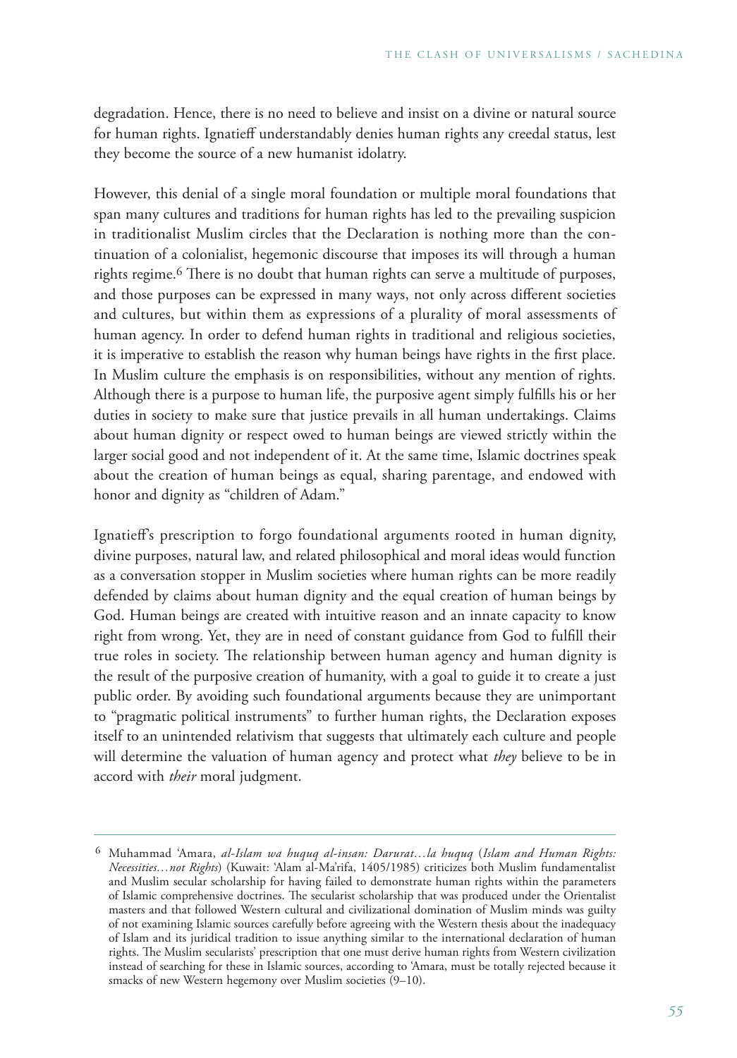degradation. Hence, there is no need to believe and insist on a divine or natural source for human rights. Ignatieff understandably denies human rights any creedal status, lest they become the source of a new humanist idolatry.

However, this denial of a single moral foundation or multiple moral foundations that span many cultures and traditions for human rights has led to the prevailing suspicion in traditionalist Muslim circles that the Declaration is nothing more than the continuation of a colonialist, hegemonic discourse that imposes its will through a human rights regime.[6] There is no doubt that human rights can serve a multitude of purposes, and those purposes can be expressed in many ways, not only across different societies and cultures, but within them as expressions of a plurality of moral assessments of human agency. In order to defend human rights in traditional and religious societies, it is imperative to establish the reason why human beings have rights in the first place. In Muslim culture the emphasis is on responsibilities, without any mention of rights. Although there is a purpose to human life, the purposive agent simply fulfills his or her duties in society to make sure that justice prevails in all human undertakings. Claims about human dignity or respect owed to human beings are viewed strictly within the larger social good and not independent of it. At the same time, Islamic doctrines speak about the creation of human beings as equal, sharing parentage, and endowed with honor and dignity as "children of Adam."

Ignatieff's prescription to forgo foundational arguments rooted in human dignity, divine purposes, natural law, and related philosophical and moral ideas would function as a conversation stopper in Muslim societies where human rights can be more readily defended by claims about human dignity and the equal creation of human beings by God. Human beings are created with intuitive reason and an innate capacity to know right from wrong. Yet, they are in need of constant guidance from God to fulfill their true roles in society. The relationship between human agency and human dignity is the result of the purposive creation of humanity, with a goal to guide it to create a just public order. By avoiding such foundational arguments because they are unimportant to "pragmatic political instruments" to further human rights, the Declaration exposes itself to an unintended relativism that suggests that ultimately each culture and people will determine the valuation of human agency and protect what *they* believe to be in accord with *their* moral judgment.

---

[6] Muhammad 'Amara, *al-Islam wa huquq al-insan: Darurat…la huquq* (*Islam and Human Rights: Necessities…not Rights*) (Kuwait: 'Alam al-Ma'rifa, 1405/1985) criticizes both Muslim fundamentalist and Muslim secular scholarship for having failed to demonstrate human rights within the parameters of Islamic comprehensive doctrines. The secularist scholarship that was produced under the Orientalist masters and that followed Western cultural and civilizational domination of Muslim minds was guilty of not examining Islamic sources carefully before agreeing with the Western thesis about the inadequacy of Islam and its juridical tradition to issue anything similar to the international declaration of human rights. The Muslim secularists' prescription that one must derive human rights from Western civilization instead of searching for these in Islamic sources, according to 'Amara, must be totally rejected because it smacks of new Western hegemony over Muslim societies (9–10).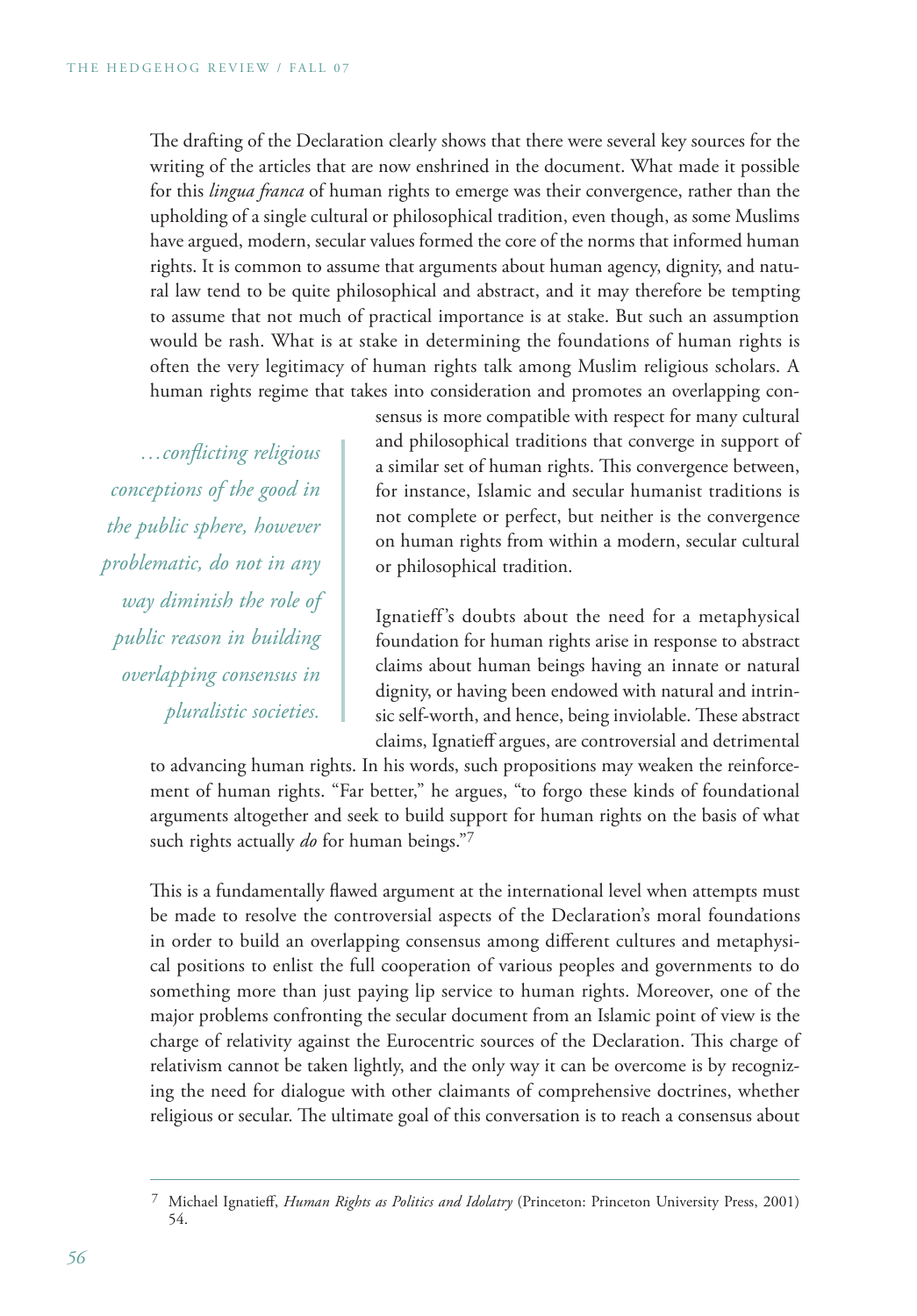The drafting of the Declaration clearly shows that there were several key sources for the writing of the articles that are now enshrined in the document. What made it possible for this *lingua franca* of human rights to emerge was their convergence, rather than the upholding of a single cultural or philosophical tradition, even though, as some Muslims have argued, modern, secular values formed the core of the norms that informed human rights. It is common to assume that arguments about human agency, dignity, and natural law tend to be quite philosophical and abstract, and it may therefore be tempting to assume that not much of practical importance is at stake. But such an assumption would be rash. What is at stake in determining the foundations of human rights is often the very legitimacy of human rights talk among Muslim religious scholars. A human rights regime that takes into consideration and promotes an overlapping consensus is more compatible with respect for many cultural and philosophical traditions that converge in support of a similar set of human rights. This convergence between, for instance, Islamic and secular humanist traditions is not complete or perfect, but neither is the convergence on human rights from within a modern, secular cultural or philosophical tradition.

> *…conflicting religious conceptions of the good in the public sphere, however problematic, do not in any way diminish the role of public reason in building overlapping consensus in pluralistic societies.*

Ignatieff's doubts about the need for a metaphysical foundation for human rights arise in response to abstract claims about human beings having an innate or natural dignity, or having been endowed with natural and intrinsic self-worth, and hence, being inviolable. These abstract claims, Ignatieff argues, are controversial and detrimental to advancing human rights. In his words, such propositions may weaken the reinforcement of human rights. "Far better," he argues, "to forgo these kinds of foundational arguments altogether and seek to build support for human rights on the basis of what such rights actually *do* for human beings."[7]

This is a fundamentally flawed argument at the international level when attempts must be made to resolve the controversial aspects of the Declaration's moral foundations in order to build an overlapping consensus among different cultures and metaphysical positions to enlist the full cooperation of various peoples and governments to do something more than just paying lip service to human rights. Moreover, one of the major problems confronting the secular document from an Islamic point of view is the charge of relativity against the Eurocentric sources of the Declaration. This charge of relativism cannot be taken lightly, and the only way it can be overcome is by recognizing the need for dialogue with other claimants of comprehensive doctrines, whether religious or secular. The ultimate goal of this conversation is to reach a consensus about

---

[7] Michael Ignatieff, *Human Rights as Politics and Idolatry* (Princeton: Princeton University Press, 2001) 54.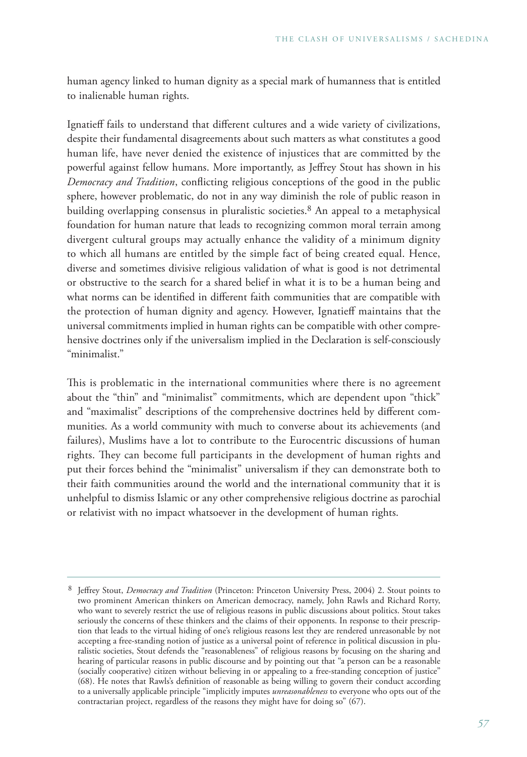human agency linked to human dignity as a special mark of humanness that is entitled to inalienable human rights.

Ignatieff fails to understand that different cultures and a wide variety of civilizations, despite their fundamental disagreements about such matters as what constitutes a good human life, have never denied the existence of injustices that are committed by the powerful against fellow humans. More importantly, as Jeffrey Stout has shown in his *Democracy and Tradition*, conflicting religious conceptions of the good in the public sphere, however problematic, do not in any way diminish the role of public reason in building overlapping consensus in pluralistic societies.[8] An appeal to a metaphysical foundation for human nature that leads to recognizing common moral terrain among divergent cultural groups may actually enhance the validity of a minimum dignity to which all humans are entitled by the simple fact of being created equal. Hence, diverse and sometimes divisive religious validation of what is good is not detrimental or obstructive to the search for a shared belief in what it is to be a human being and what norms can be identified in different faith communities that are compatible with the protection of human dignity and agency. However, Ignatieff maintains that the universal commitments implied in human rights can be compatible with other comprehensive doctrines only if the universalism implied in the Declaration is self-consciously "minimalist."

This is problematic in the international communities where there is no agreement about the "thin" and "minimalist" commitments, which are dependent upon "thick" and "maximalist" descriptions of the comprehensive doctrines held by different communities. As a world community with much to converse about its achievements (and failures), Muslims have a lot to contribute to the Eurocentric discussions of human rights. They can become full participants in the development of human rights and put their forces behind the "minimalist" universalism if they can demonstrate both to their faith communities around the world and the international community that it is unhelpful to dismiss Islamic or any other comprehensive religious doctrine as parochial or relativist with no impact whatsoever in the development of human rights.

---

[8] Jeffrey Stout, *Democracy and Tradition* (Princeton: Princeton University Press, 2004) 2. Stout points to two prominent American thinkers on American democracy, namely, John Rawls and Richard Rorty, who want to severely restrict the use of religious reasons in public discussions about politics. Stout takes seriously the concerns of these thinkers and the claims of their opponents. In response to their prescription that leads to the virtual hiding of one's religious reasons lest they are rendered unreasonable by not accepting a free-standing notion of justice as a universal point of reference in political discussion in pluralistic societies, Stout defends the "reasonableness" of religious reasons by focusing on the sharing and hearing of particular reasons in public discourse and by pointing out that "a person can be a reasonable (socially cooperative) citizen without believing in or appealing to a free-standing conception of justice" (68). He notes that Rawls's definition of reasonable as being willing to govern their conduct according to a universally applicable principle "implicitly imputes *unreasonableness* to everyone who opts out of the contractarian project, regardless of the reasons they might have for doing so" (67).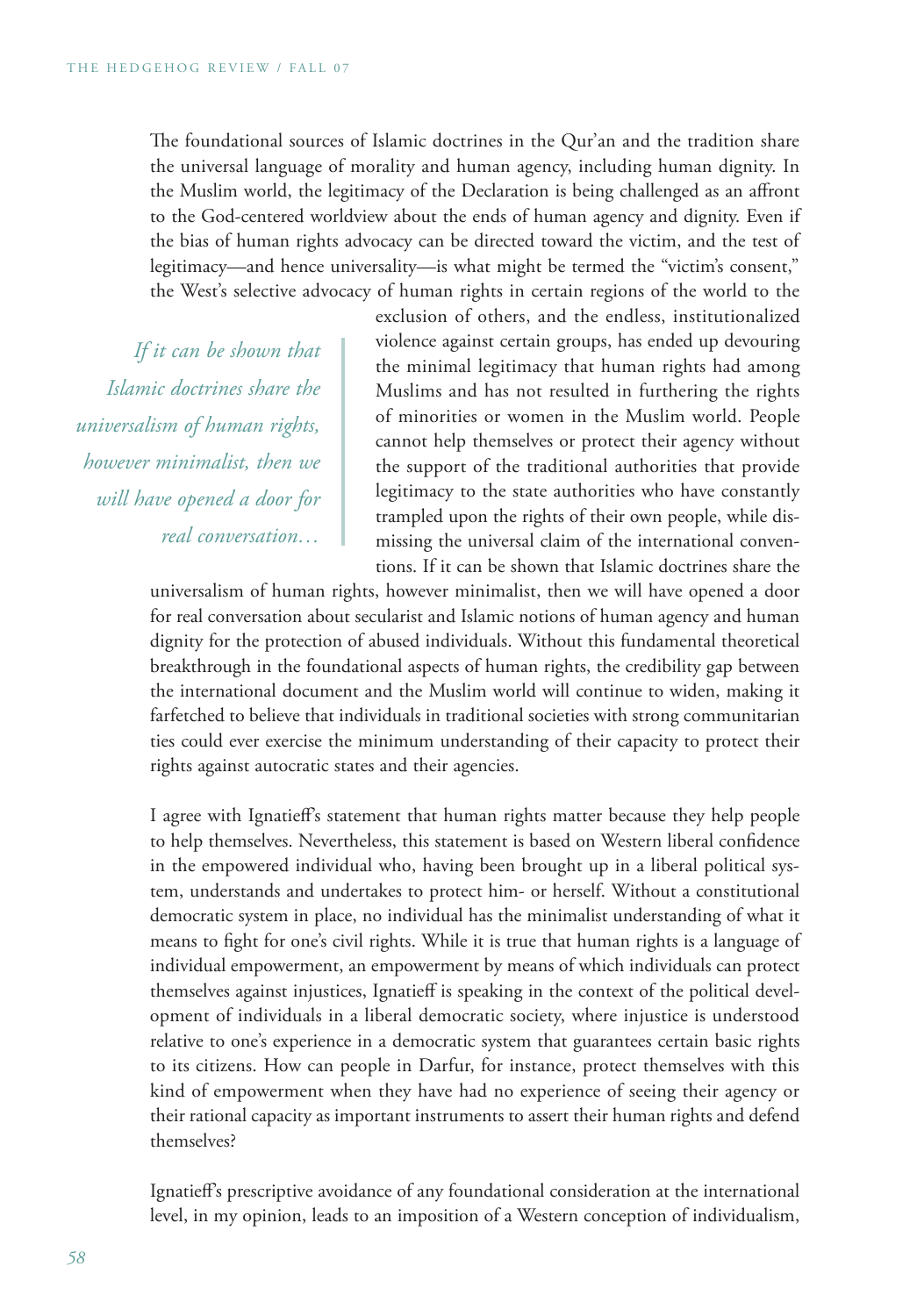The foundational sources of Islamic doctrines in the Qur'an and the tradition share the universal language of morality and human agency, including human dignity. In the Muslim world, the legitimacy of the Declaration is being challenged as an affront to the God-centered worldview about the ends of human agency and dignity. Even if the bias of human rights advocacy can be directed toward the victim, and the test of legitimacy—and hence universality—is what might be termed the "victim's consent," the West's selective advocacy of human rights in certain regions of the world to the exclusion of others, and the endless, institutionalized violence against certain groups, has ended up devouring the minimal legitimacy that human rights had among Muslims and has not resulted in furthering the rights of minorities or women in the Muslim world. People cannot help themselves or protect their agency without the support of the traditional authorities that provide legitimacy to the state authorities who have constantly trampled upon the rights of their own people, while dismissing the universal claim of the international conventions. If it can be shown that Islamic doctrines share the universalism of human rights, however minimalist, then we will have opened a door for real conversation about secularist and Islamic notions of human agency and human dignity for the protection of abused individuals. Without this fundamental theoretical breakthrough in the foundational aspects of human rights, the credibility gap between the international document and the Muslim world will continue to widen, making it farfetched to believe that individuals in traditional societies with strong communitarian ties could ever exercise the minimum understanding of their capacity to protect their rights against autocratic states and their agencies.

> *If it can be shown that Islamic doctrines share the universalism of human rights, however minimalist, then we will have opened a door for real conversation…*

I agree with Ignatieff's statement that human rights matter because they help people to help themselves. Nevertheless, this statement is based on Western liberal confidence in the empowered individual who, having been brought up in a liberal political system, understands and undertakes to protect him- or herself. Without a constitutional democratic system in place, no individual has the minimalist understanding of what it means to fight for one's civil rights. While it is true that human rights is a language of individual empowerment, an empowerment by means of which individuals can protect themselves against injustices, Ignatieff is speaking in the context of the political development of individuals in a liberal democratic society, where injustice is understood relative to one's experience in a democratic system that guarantees certain basic rights to its citizens. How can people in Darfur, for instance, protect themselves with this kind of empowerment when they have had no experience of seeing their agency or their rational capacity as important instruments to assert their human rights and defend themselves?

Ignatieff's prescriptive avoidance of any foundational consideration at the international level, in my opinion, leads to an imposition of a Western conception of individualism,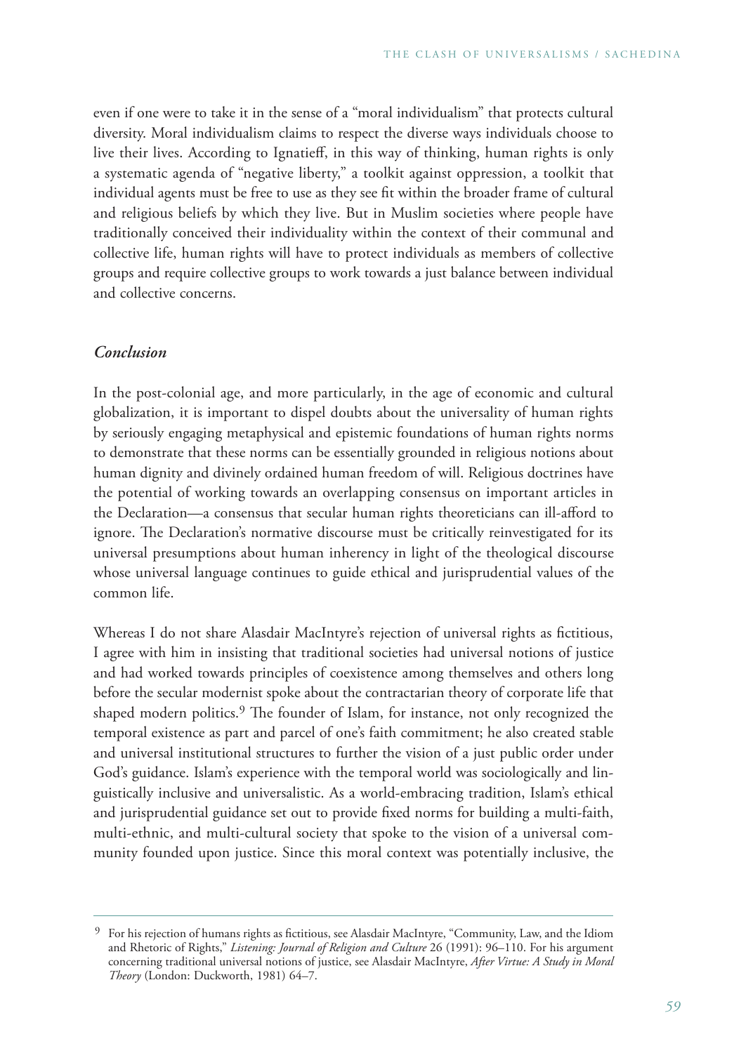even if one were to take it in the sense of a "moral individualism" that protects cultural diversity. Moral individualism claims to respect the diverse ways individuals choose to live their lives. According to Ignatieff, in this way of thinking, human rights is only a systematic agenda of "negative liberty," a toolkit against oppression, a toolkit that individual agents must be free to use as they see fit within the broader frame of cultural and religious beliefs by which they live. But in Muslim societies where people have traditionally conceived their individuality within the context of their communal and collective life, human rights will have to protect individuals as members of collective groups and require collective groups to work towards a just balance between individual and collective concerns.

## *Conclusion*

In the post-colonial age, and more particularly, in the age of economic and cultural globalization, it is important to dispel doubts about the universality of human rights by seriously engaging metaphysical and epistemic foundations of human rights norms to demonstrate that these norms can be essentially grounded in religious notions about human dignity and divinely ordained human freedom of will. Religious doctrines have the potential of working towards an overlapping consensus on important articles in the Declaration—a consensus that secular human rights theoreticians can ill-afford to ignore. The Declaration's normative discourse must be critically reinvestigated for its universal presumptions about human inherency in light of the theological discourse whose universal language continues to guide ethical and jurisprudential values of the common life.

Whereas I do not share Alasdair MacIntyre's rejection of universal rights as fictitious, I agree with him in insisting that traditional societies had universal notions of justice and had worked towards principles of coexistence among themselves and others long before the secular modernist spoke about the contractarian theory of corporate life that shaped modern politics.[9] The founder of Islam, for instance, not only recognized the temporal existence as part and parcel of one's faith commitment; he also created stable and universal institutional structures to further the vision of a just public order under God's guidance. Islam's experience with the temporal world was sociologically and linguistically inclusive and universalistic. As a world-embracing tradition, Islam's ethical and jurisprudential guidance set out to provide fixed norms for building a multi-faith, multi-ethnic, and multi-cultural society that spoke to the vision of a universal community founded upon justice. Since this moral context was potentially inclusive, the

---

[9] For his rejection of humans rights as fictitious, see Alasdair MacIntyre, "Community, Law, and the Idiom and Rhetoric of Rights," *Listening: Journal of Religion and Culture* 26 (1991): 96–110. For his argument concerning traditional universal notions of justice, see Alasdair MacIntyre, *After Virtue: A Study in Moral Theory* (London: Duckworth, 1981) 64–7.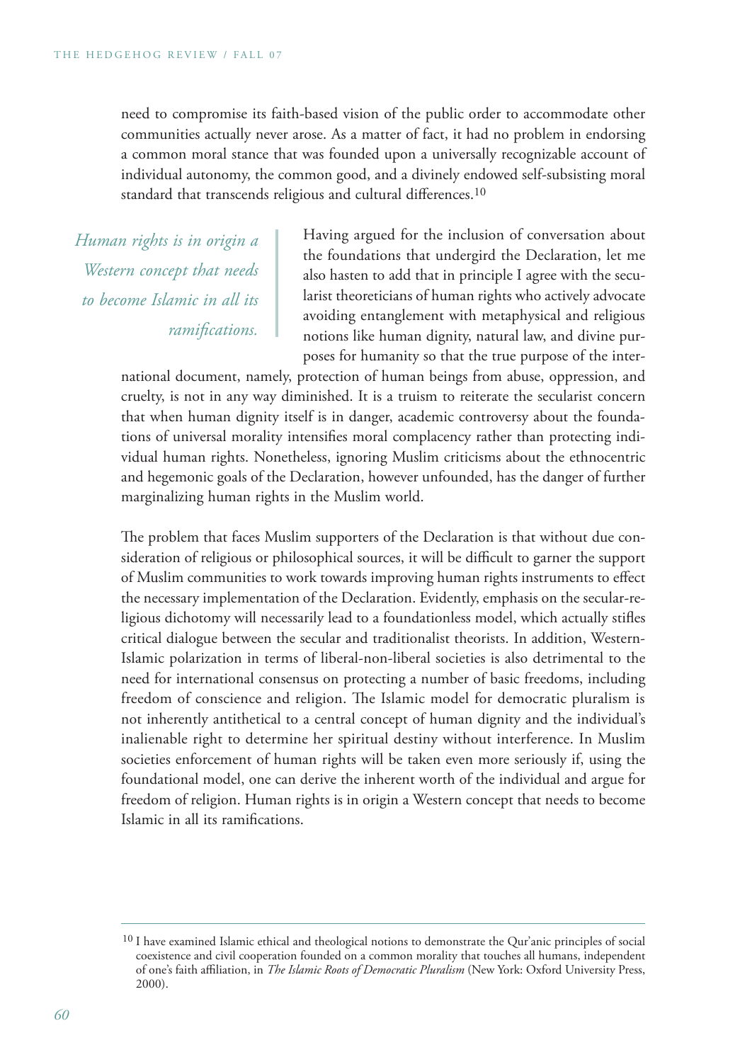need to compromise its faith-based vision of the public order to accommodate other communities actually never arose. As a matter of fact, it had no problem in endorsing a common moral stance that was founded upon a universally recognizable account of individual autonomy, the common good, and a divinely endowed self-subsisting moral standard that transcends religious and cultural differences.[10]

*Human rights is in origin a Western concept that needs to become Islamic in all its ramifications.*

Having argued for the inclusion of conversation about the foundations that undergird the Declaration, let me also hasten to add that in principle I agree with the secularist theoreticians of human rights who actively advocate avoiding entanglement with metaphysical and religious notions like human dignity, natural law, and divine purposes for humanity so that the true purpose of the international document, namely, protection of human beings from abuse, oppression, and cruelty, is not in any way diminished. It is a truism to reiterate the secularist concern that when human dignity itself is in danger, academic controversy about the foundations of universal morality intensifies moral complacency rather than protecting individual human rights. Nonetheless, ignoring Muslim criticisms about the ethnocentric and hegemonic goals of the Declaration, however unfounded, has the danger of further marginalizing human rights in the Muslim world.

The problem that faces Muslim supporters of the Declaration is that without due consideration of religious or philosophical sources, it will be difficult to garner the support of Muslim communities to work towards improving human rights instruments to effect the necessary implementation of the Declaration. Evidently, emphasis on the secular-religious dichotomy will necessarily lead to a foundationless model, which actually stifles critical dialogue between the secular and traditionalist theorists. In addition, Western-Islamic polarization in terms of liberal-non-liberal societies is also detrimental to the need for international consensus on protecting a number of basic freedoms, including freedom of conscience and religion. The Islamic model for democratic pluralism is not inherently antithetical to a central concept of human dignity and the individual's inalienable right to determine her spiritual destiny without interference. In Muslim societies enforcement of human rights will be taken even more seriously if, using the foundational model, one can derive the inherent worth of the individual and argue for freedom of religion. Human rights is in origin a Western concept that needs to become Islamic in all its ramifications.

---

[10] I have examined Islamic ethical and theological notions to demonstrate the Qur'anic principles of social coexistence and civil cooperation founded on a common morality that touches all humans, independent of one's faith affiliation, in *The Islamic Roots of Democratic Pluralism* (New York: Oxford University Press, 2000).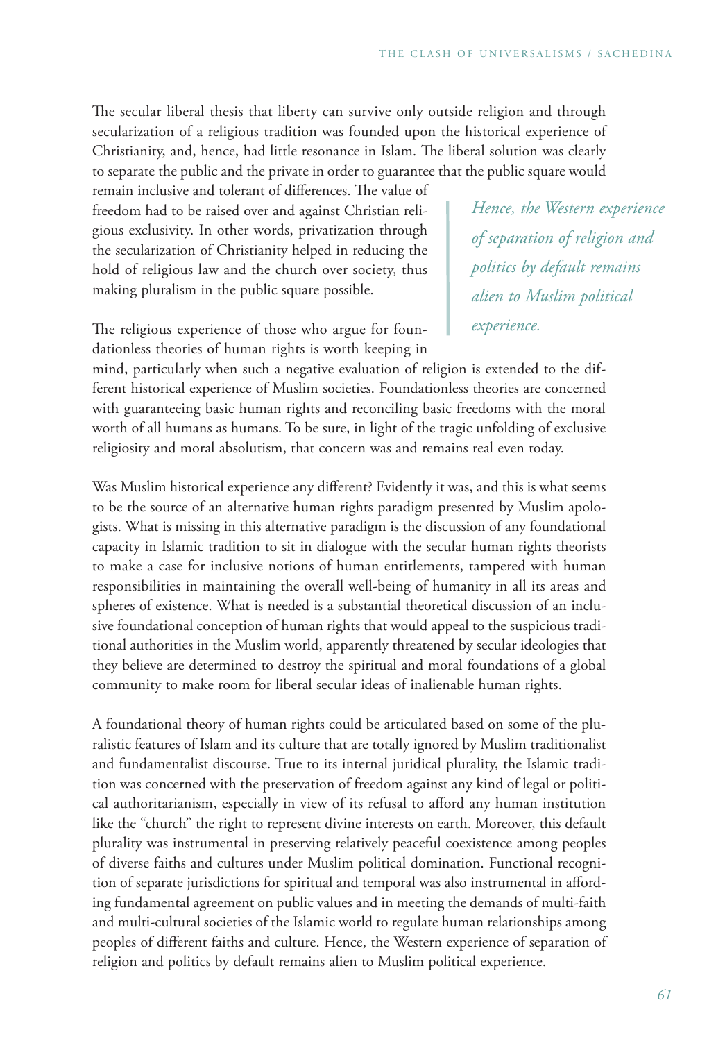The secular liberal thesis that liberty can survive only outside religion and through secularization of a religious tradition was founded upon the historical experience of Christianity, and, hence, had little resonance in Islam. The liberal solution was clearly to separate the public and the private in order to guarantee that the public square would remain inclusive and tolerant of differences. The value of freedom had to be raised over and against Christian religious exclusivity. In other words, privatization through the secularization of Christianity helped in reducing the hold of religious law and the church over society, thus making pluralism in the public square possible.

> *Hence, the Western experience of separation of religion and politics by default remains alien to Muslim political experience.*

The religious experience of those who argue for foundationless theories of human rights is worth keeping in mind, particularly when such a negative evaluation of religion is extended to the different historical experience of Muslim societies. Foundationless theories are concerned with guaranteeing basic human rights and reconciling basic freedoms with the moral worth of all humans as humans. To be sure, in light of the tragic unfolding of exclusive religiosity and moral absolutism, that concern was and remains real even today.

Was Muslim historical experience any different? Evidently it was, and this is what seems to be the source of an alternative human rights paradigm presented by Muslim apologists. What is missing in this alternative paradigm is the discussion of any foundational capacity in Islamic tradition to sit in dialogue with the secular human rights theorists to make a case for inclusive notions of human entitlements, tampered with human responsibilities in maintaining the overall well-being of humanity in all its areas and spheres of existence. What is needed is a substantial theoretical discussion of an inclusive foundational conception of human rights that would appeal to the suspicious traditional authorities in the Muslim world, apparently threatened by secular ideologies that they believe are determined to destroy the spiritual and moral foundations of a global community to make room for liberal secular ideas of inalienable human rights.

A foundational theory of human rights could be articulated based on some of the pluralistic features of Islam and its culture that are totally ignored by Muslim traditionalist and fundamentalist discourse. True to its internal juridical plurality, the Islamic tradition was concerned with the preservation of freedom against any kind of legal or political authoritarianism, especially in view of its refusal to afford any human institution like the "church" the right to represent divine interests on earth. Moreover, this default plurality was instrumental in preserving relatively peaceful coexistence among peoples of diverse faiths and cultures under Muslim political domination. Functional recognition of separate jurisdictions for spiritual and temporal was also instrumental in affording fundamental agreement on public values and in meeting the demands of multi-faith and multi-cultural societies of the Islamic world to regulate human relationships among peoples of different faiths and culture. Hence, the Western experience of separation of religion and politics by default remains alien to Muslim political experience.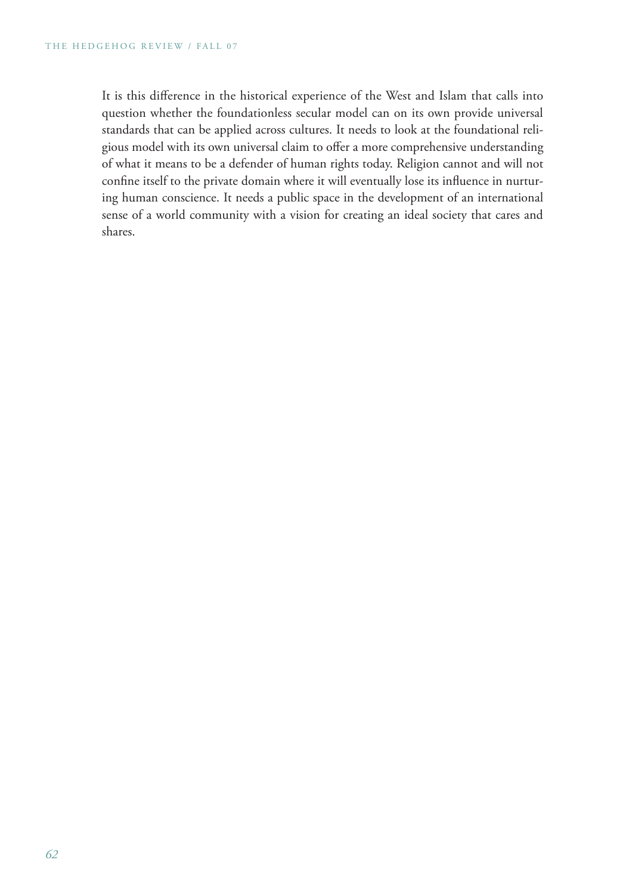It is this difference in the historical experience of the West and Islam that calls into question whether the foundationless secular model can on its own provide universal standards that can be applied across cultures. It needs to look at the foundational religious model with its own universal claim to offer a more comprehensive understanding of what it means to be a defender of human rights today. Religion cannot and will not confine itself to the private domain where it will eventually lose its influence in nurturing human conscience. It needs a public space in the development of an international sense of a world community with a vision for creating an ideal society that cares and shares.